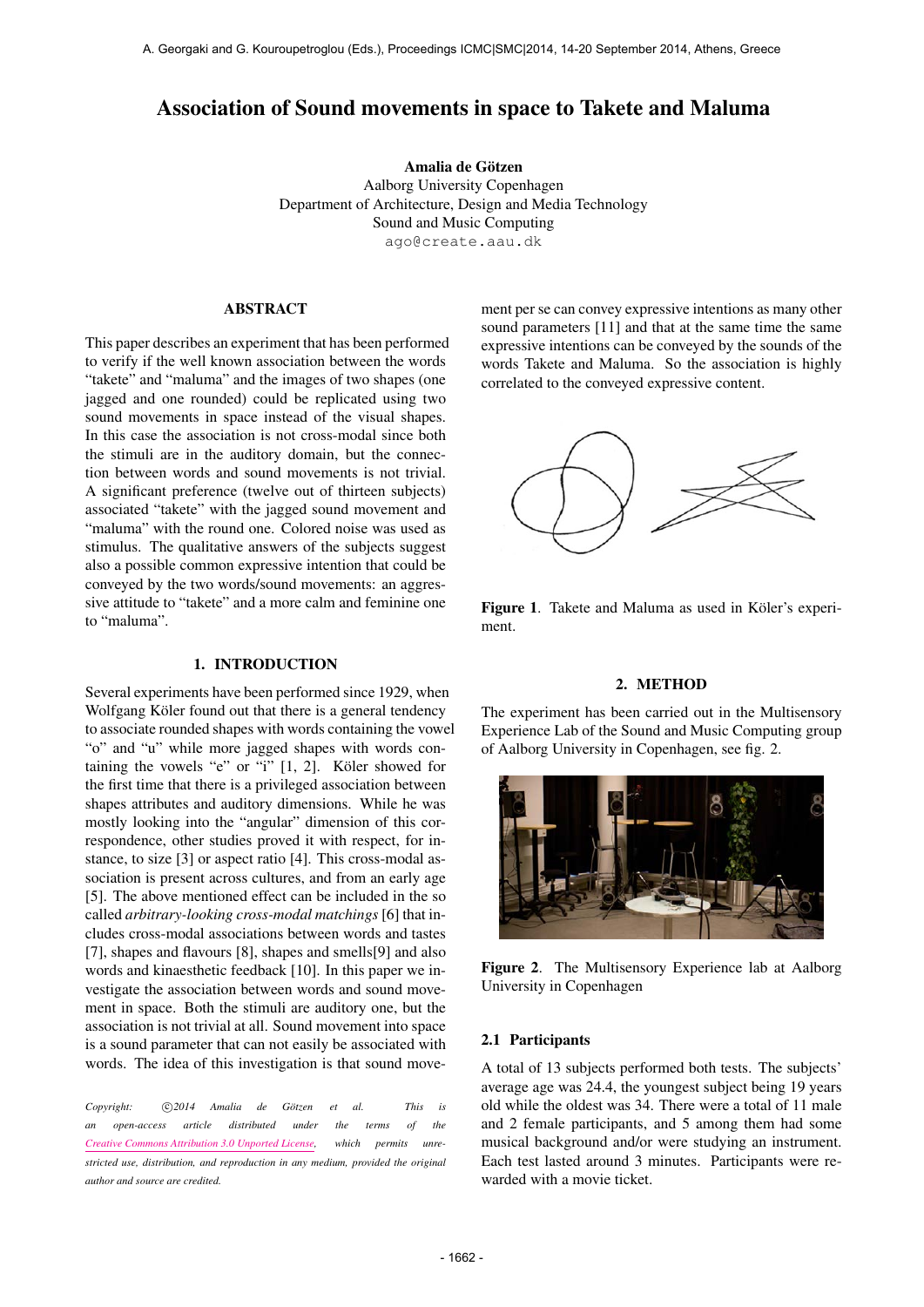# Association of Sound movements in space to Takete and Maluma

**Amalia de Götzen**
Aalborg University Copenhagen
Department of Architecture, Design and Media Technology
Sound and Music Computing
ago@create.aau.dk

## ABSTRACT

This paper describes an experiment that has been performed to verify if the well known association between the words "takete" and "maluma" and the images of two shapes (one jagged and one rounded) could be replicated using two sound movements in space instead of the visual shapes. In this case the association is not cross-modal since both the stimuli are in the auditory domain, but the connection between words and sound movements is not trivial. A significant preference (twelve out of thirteen subjects) associated "takete" with the jagged sound movement and "maluma" with the round one. Colored noise was used as stimulus. The qualitative answers of the subjects suggest also a possible common expressive intention that could be conveyed by the two words/sound movements: an aggressive attitude to "takete" and a more calm and feminine one to "maluma".

## 1. INTRODUCTION

Several experiments have been performed since 1929, when Wolfgang Köler found out that there is a general tendency to associate rounded shapes with words containing the vowel "o" and "u" while more jagged shapes with words containing the vowels "e" or "i" [1, 2]. Köler showed for the first time that there is a privileged association between shapes attributes and auditory dimensions. While he was mostly looking into the "angular" dimension of this correspondence, other studies proved it with respect, for instance, to size [3] or aspect ratio [4]. This cross-modal association is present across cultures, and from an early age [5]. The above mentioned effect can be included in the so called *arbitrary-looking cross-modal matchings* [6] that includes cross-modal associations between words and tastes [7], shapes and flavours [8], shapes and smells[9] and also words and kinaesthetic feedback [10]. In this paper we investigate the association between words and sound movement in space. Both the stimuli are auditory one, but the association is not trivial at all. Sound movement into space is a sound parameter that can not easily be associated with words. The idea of this investigation is that sound movement per se can convey expressive intentions as many other sound parameters [11] and that at the same time the same expressive intentions can be conveyed by the sounds of the words Takete and Maluma. So the association is highly correlated to the conveyed expressive content.

*Copyright: ©2014 Amalia de Götzen et al. This is an open-access article distributed under the terms of the Creative Commons Attribution 3.0 Unported License, which permits unrestricted use, distribution, and reproduction in any medium, provided the original author and source are credited.*

**Figure 1**. Takete and Maluma as used in Köler's experiment.

## 2. METHOD

The experiment has been carried out in the Multisensory Experience Lab of the Sound and Music Computing group of Aalborg University in Copenhagen, see fig. 2.

**Figure 2**. The Multisensory Experience lab at Aalborg University in Copenhagen

### 2.1 Participants

A total of 13 subjects performed both tests. The subjects' average age was 24.4, the youngest subject being 19 years old while the oldest was 34. There were a total of 11 male and 2 female participants, and 5 among them had some musical background and/or were studying an instrument. Each test lasted around 3 minutes. Participants were rewarded with a movie ticket.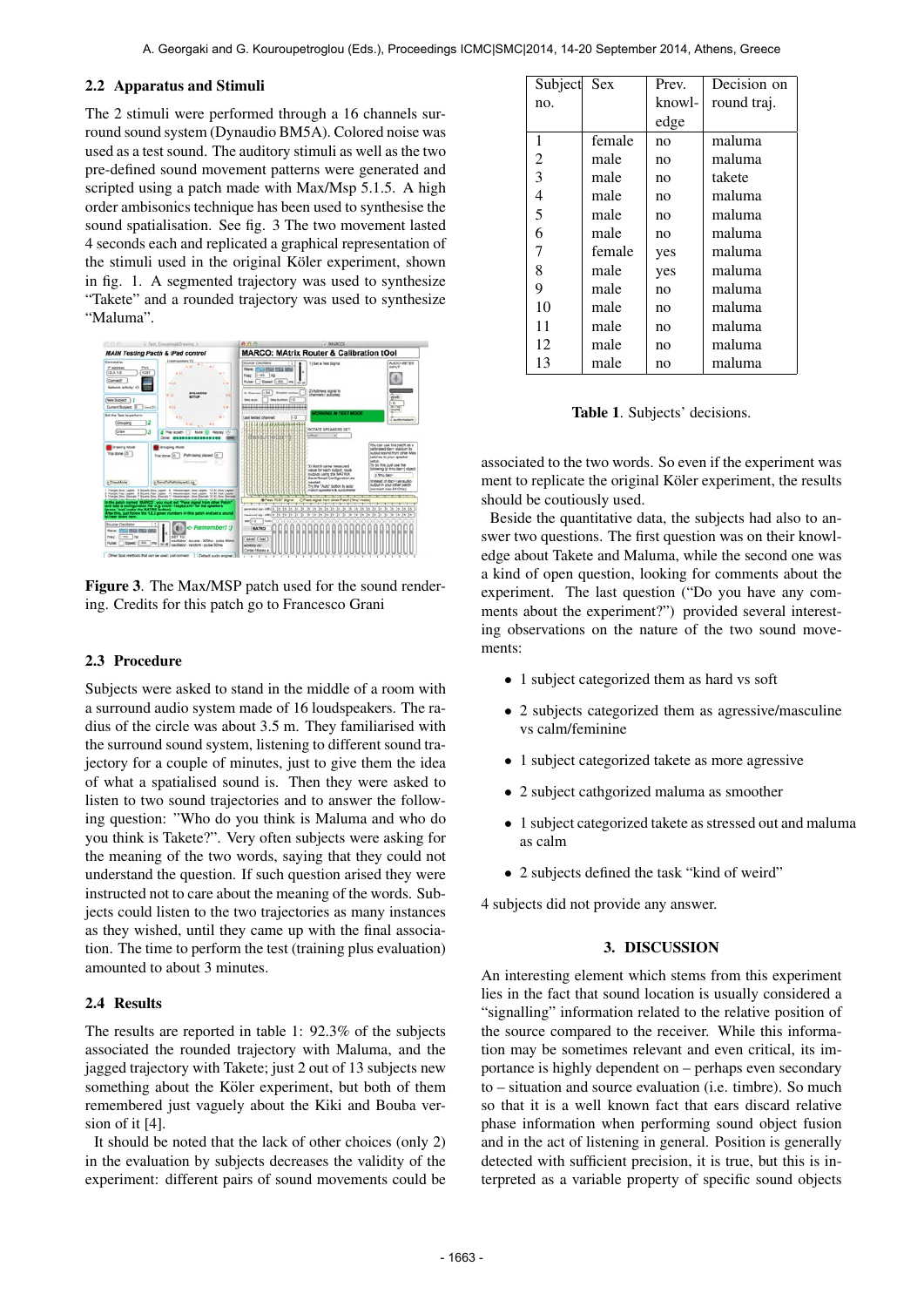### 2.2 Apparatus and Stimuli

The 2 stimuli were performed through a 16 channels surround sound system (Dynaudio BM5A). Colored noise was used as a test sound. The auditory stimuli as well as the two pre-defined sound movement patterns were generated and scripted using a patch made with Max/Msp 5.1.5. A high order ambisonics technique has been used to synthesise the sound spatialisation. See fig. 3 The two movement lasted 4 seconds each and replicated a graphical representation of the stimuli used in the original Köler experiment, shown in fig. 1. A segmented trajectory was used to synthesize "Takete" and a rounded trajectory was used to synthesize "Maluma".

**Figure 3**. The Max/MSP patch used for the sound rendering. Credits for this patch go to Francesco Grani

### 2.3 Procedure

Subjects were asked to stand in the middle of a room with a surround audio system made of 16 loudspeakers. The radius of the circle was about 3.5 m. They familiarised with the surround sound system, listening to different sound trajectory for a couple of minutes, just to give them the idea of what a spatialised sound is. Then they were asked to listen to two sound trajectories and to answer the following question: "Who do you think is Maluma and who do you think is Takete?". Very often subjects were asking for the meaning of the two words, saying that they could not understand the question. If such question arised they were instructed not to care about the meaning of the words. Subjects could listen to the two trajectories as many instances as they wished, until they came up with the final association. The time to perform the test (training plus evaluation) amounted to about 3 minutes.

### 2.4 Results

The results are reported in table 1: 92.3% of the subjects associated the rounded trajectory with Maluma, and the jagged trajectory with Takete; just 2 out of 13 subjects new something about the Köler experiment, but both of them remembered just vaguely about the Kiki and Bouba version of it [4].

It should be noted that the lack of other choices (only 2) in the evaluation by subjects decreases the validity of the experiment: different pairs of sound movements could be associated to the two words. So even if the experiment was ment to replicate the original Köler experiment, the results should be coutiously used.

| Subject no. | Sex | Prev. knowledge | Decision on round traj. |
|---|---|---|---|
| 1 | female | no | maluma |
| 2 | male | no | maluma |
| 3 | male | no | takete |
| 4 | male | no | maluma |
| 5 | male | no | maluma |
| 6 | male | no | maluma |
| 7 | female | yes | maluma |
| 8 | male | yes | maluma |
| 9 | male | no | maluma |
| 10 | male | no | maluma |
| 11 | male | no | maluma |
| 12 | male | no | maluma |
| 13 | male | no | maluma |

**Table 1**. Subjects' decisions.

Beside the quantitative data, the subjects had also to answer two questions. The first question was on their knowledge about Takete and Maluma, while the second one was a kind of open question, looking for comments about the experiment. The last question ("Do you have any comments about the experiment?") provided several interesting observations on the nature of the two sound movements:

- 1 subject categorized them as hard vs soft
- 2 subjects categorized them as agressive/masculine vs calm/feminine
- 1 subject categorized takete as more agressive
- 2 subject cathgorized maluma as smoother
- 1 subject categorized takete as stressed out and maluma as calm
- 2 subjects defined the task "kind of weird"

4 subjects did not provide any answer.

## 3. DISCUSSION

An interesting element which stems from this experiment lies in the fact that sound location is usually considered a "signalling" information related to the relative position of the source compared to the receiver. While this information may be sometimes relevant and even critical, its importance is highly dependent on – perhaps even secondary to – situation and source evaluation (i.e. timbre). So much so that it is a well known fact that ears discard relative phase information when performing sound object fusion and in the act of listening in general. Position is generally detected with sufficient precision, it is true, but this is interpreted as a variable property of specific sound objects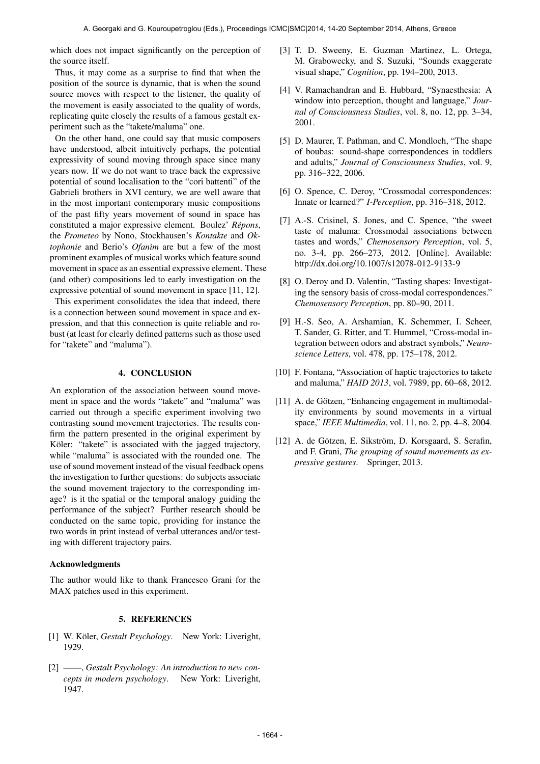which does not impact significantly on the perception of the source itself.

Thus, it may come as a surprise to find that when the position of the source is dynamic, that is when the sound source moves with respect to the listener, the quality of the movement is easily associated to the quality of words, replicating quite closely the results of a famous gestalt experiment such as the "takete/maluma" one.

On the other hand, one could say that music composers have understood, albeit intuitively perhaps, the potential expressivity of sound moving through space since many years now. If we do not want to trace back the expressive potential of sound localisation to the "cori battenti" of the Gabrieli brothers in XVI century, we are well aware that in the most important contemporary music compositions of the past fifty years movement of sound in space has constituted a major expressive element. Boulez' *Répons*, the *Prometeo* by Nono, Stockhausen's *Kontakte* and *Oktophonie* and Berio's *Ofanìm* are but a few of the most prominent examples of musical works which feature sound movement in space as an essential expressive element. These (and other) compositions led to early investigation on the expressive potential of sound movement in space [11, 12].

This experiment consolidates the idea that indeed, there is a connection between sound movement in space and expression, and that this connection is quite reliable and robust (at least for clearly defined patterns such as those used for "takete" and "maluma").

## 4. CONCLUSION

An exploration of the association between sound movement in space and the words "takete" and "maluma" was carried out through a specific experiment involving two contrasting sound movement trajectories. The results confirm the pattern presented in the original experiment by Köler: "takete" is associated with the jagged trajectory, while "maluma" is associated with the rounded one. The use of sound movement instead of the visual feedback opens the investigation to further questions: do subjects associate the sound movement trajectory to the corresponding image? is it the spatial or the temporal analogy guiding the performance of the subject? Further research should be conducted on the same topic, providing for instance the two words in print instead of verbal utterances and/or testing with different trajectory pairs.

### Acknowledgments

The author would like to thank Francesco Grani for the MAX patches used in this experiment.

## 5. REFERENCES

[1] W. Köler, *Gestalt Psychology*. New York: Liveright, 1929.

[2] ——, *Gestalt Psychology: An introduction to new concepts in modern psychology*. New York: Liveright, 1947.

[3] T. D. Sweeny, E. Guzman Martinez, L. Ortega, M. Grabowecky, and S. Suzuki, "Sounds exaggerate visual shape," *Cognition*, pp. 194–200, 2013.

[4] V. Ramachandran and E. Hubbard, "Synaesthesia: A window into perception, thought and language," *Journal of Consciousness Studies*, vol. 8, no. 12, pp. 3–34, 2001.

[5] D. Maurer, T. Pathman, and C. Mondloch, "The shape of boubas: sound-shape correspondences in toddlers and adults," *Journal of Consciousness Studies*, vol. 9, pp. 316–322, 2006.

[6] O. Spence, C. Deroy, "Crossmodal correspondences: Innate or learned?" *I-Perception*, pp. 316–318, 2012.

[7] A.-S. Crisinel, S. Jones, and C. Spence, "the sweet taste of maluma: Crossmodal associations between tastes and words," *Chemosensory Perception*, vol. 5, no. 3-4, pp. 266–273, 2012. [Online]. Available: http://dx.doi.org/10.1007/s12078-012-9133-9

[8] O. Deroy and D. Valentin, "Tasting shapes: Investigating the sensory basis of cross-modal correspondences." *Chemosensory Perception*, pp. 80–90, 2011.

[9] H.-S. Seo, A. Arshamian, K. Schemmer, I. Scheer, T. Sander, G. Ritter, and T. Hummel, "Cross-modal integration between odors and abstract symbols," *Neuroscience Letters*, vol. 478, pp. 175–178, 2012.

[10] F. Fontana, "Association of haptic trajectories to takete and maluma," *HAID 2013*, vol. 7989, pp. 60–68, 2012.

[11] A. de Götzen, "Enhancing engagement in multimodality environments by sound movements in a virtual space," *IEEE Multimedia*, vol. 11, no. 2, pp. 4–8, 2004.

[12] A. de Götzen, E. Sikström, D. Korsgaard, S. Serafin, and F. Grani, *The grouping of sound movements as expressive gestures*. Springer, 2013.